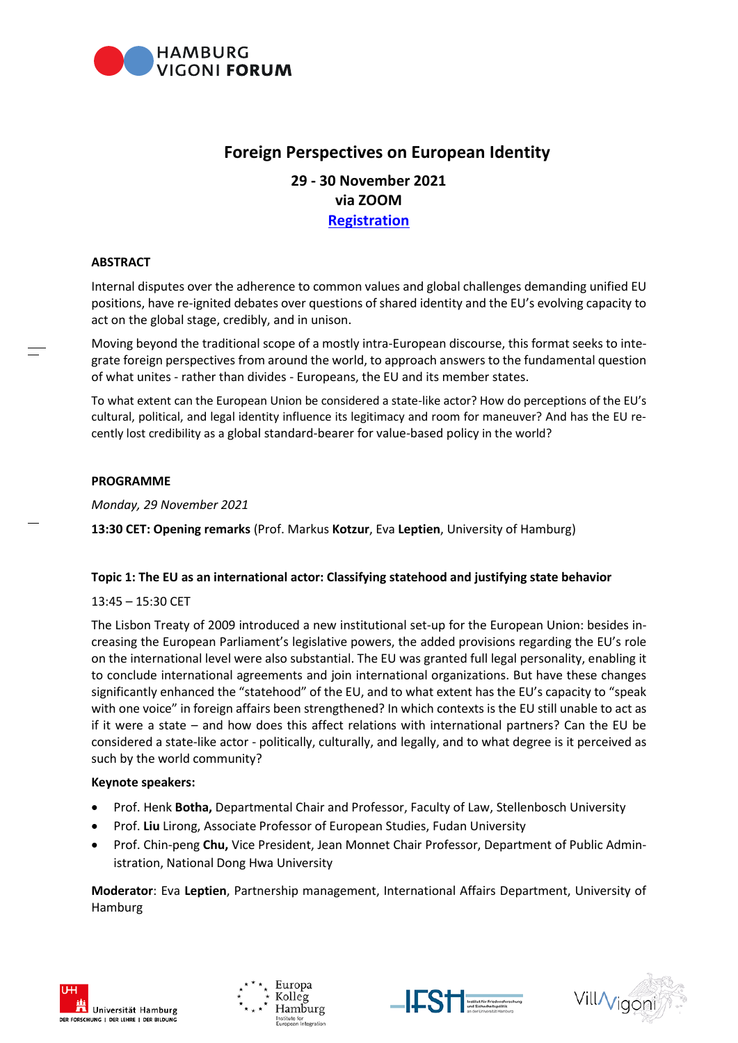HAMBURG VIGONI **FORUM**

# Foreign Perspectives on European Identity

**29 - 30 November 2021**
**via ZOOM**
**[Registration]**

## ABSTRACT

Internal disputes over the adherence to common values and global challenges demanding unified EU positions, have re-ignited debates over questions of shared identity and the EU's evolving capacity to act on the global stage, credibly, and in unison.

Moving beyond the traditional scope of a mostly intra-European discourse, this format seeks to integrate foreign perspectives from around the world, to approach answers to the fundamental question of what unites - rather than divides - Europeans, the EU and its member states.

To what extent can the European Union be considered a state-like actor? How do perceptions of the EU's cultural, political, and legal identity influence its legitimacy and room for maneuver? And has the EU recently lost credibility as a global standard-bearer for value-based policy in the world?

## PROGRAMME

*Monday, 29 November 2021*

**13:30 CET: Opening remarks** (Prof. Markus **Kotzur**, Eva **Leptien**, University of Hamburg)

### Topic 1: The EU as an international actor: Classifying statehood and justifying state behavior

13:45 – 15:30 CET

The Lisbon Treaty of 2009 introduced a new institutional set-up for the European Union: besides increasing the European Parliament's legislative powers, the added provisions regarding the EU's role on the international level were also substantial. The EU was granted full legal personality, enabling it to conclude international agreements and join international organizations. But have these changes significantly enhanced the "statehood" of the EU, and to what extent has the EU's capacity to "speak with one voice" in foreign affairs been strengthened? In which contexts is the EU still unable to act as if it were a state – and how does this affect relations with international partners? Can the EU be considered a state-like actor - politically, culturally, and legally, and to what degree is it perceived as such by the world community?

**Keynote speakers:**

- Prof. Henk **Botha,** Departmental Chair and Professor, Faculty of Law, Stellenbosch University
- Prof. **Liu** Lirong, Associate Professor of European Studies, Fudan University
- Prof. Chin-peng **Chu,** Vice President, Jean Monnet Chair Professor, Department of Public Administration, National Dong Hwa University

**Moderator**: Eva **Leptien**, Partnership management, International Affairs Department, University of Hamburg

Universität Hamburg — DER FORSCHUNG | DER LEHRE | DER BILDUNG
Europa Kolleg Hamburg — Institute for European Integration
IFSH — Institut für Friedensforschung und Sicherheitspolitik an der Universität Hamburg
Villa Vigoni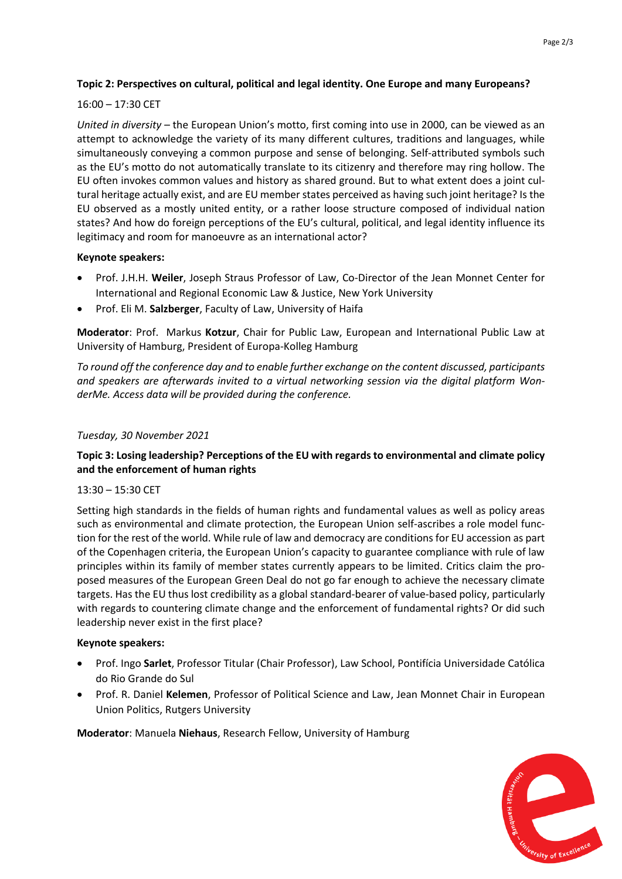**Topic 2: Perspectives on cultural, political and legal identity. One Europe and many Europeans?**

16:00 – 17:30 CET

*United in diversity* – the European Union's motto, first coming into use in 2000, can be viewed as an attempt to acknowledge the variety of its many different cultures, traditions and languages, while simultaneously conveying a common purpose and sense of belonging. Self-attributed symbols such as the EU's motto do not automatically translate to its citizenry and therefore may ring hollow. The EU often invokes common values and history as shared ground. But to what extent does a joint cultural heritage actually exist, and are EU member states perceived as having such joint heritage? Is the EU observed as a mostly united entity, or a rather loose structure composed of individual nation states? And how do foreign perceptions of the EU's cultural, political, and legal identity influence its legitimacy and room for manoeuvre as an international actor?

**Keynote speakers:**

- Prof. J.H.H. **Weiler**, Joseph Straus Professor of Law, Co-Director of the Jean Monnet Center for International and Regional Economic Law & Justice, New York University
- Prof. Eli M. **Salzberger**, Faculty of Law, University of Haifa

**Moderator**: Prof. Markus **Kotzur**, Chair for Public Law, European and International Public Law at University of Hamburg, President of Europa-Kolleg Hamburg

*To round off the conference day and to enable further exchange on the content discussed, participants and speakers are afterwards invited to a virtual networking session via the digital platform WonderMe. Access data will be provided during the conference.*

*Tuesday, 30 November 2021*

**Topic 3: Losing leadership? Perceptions of the EU with regards to environmental and climate policy and the enforcement of human rights**

13:30 – 15:30 CET

Setting high standards in the fields of human rights and fundamental values as well as policy areas such as environmental and climate protection, the European Union self-ascribes a role model function for the rest of the world. While rule of law and democracy are conditions for EU accession as part of the Copenhagen criteria, the European Union's capacity to guarantee compliance with rule of law principles within its family of member states currently appears to be limited. Critics claim the proposed measures of the European Green Deal do not go far enough to achieve the necessary climate targets. Has the EU thus lost credibility as a global standard-bearer of value-based policy, particularly with regards to countering climate change and the enforcement of fundamental rights? Or did such leadership never exist in the first place?

**Keynote speakers:**

- Prof. Ingo **Sarlet**, Professor Titular (Chair Professor), Law School, Pontifícia Universidade Católica do Rio Grande do Sul
- Prof. R. Daniel **Kelemen**, Professor of Political Science and Law, Jean Monnet Chair in European Union Politics, Rutgers University

**Moderator**: Manuela **Niehaus**, Research Fellow, University of Hamburg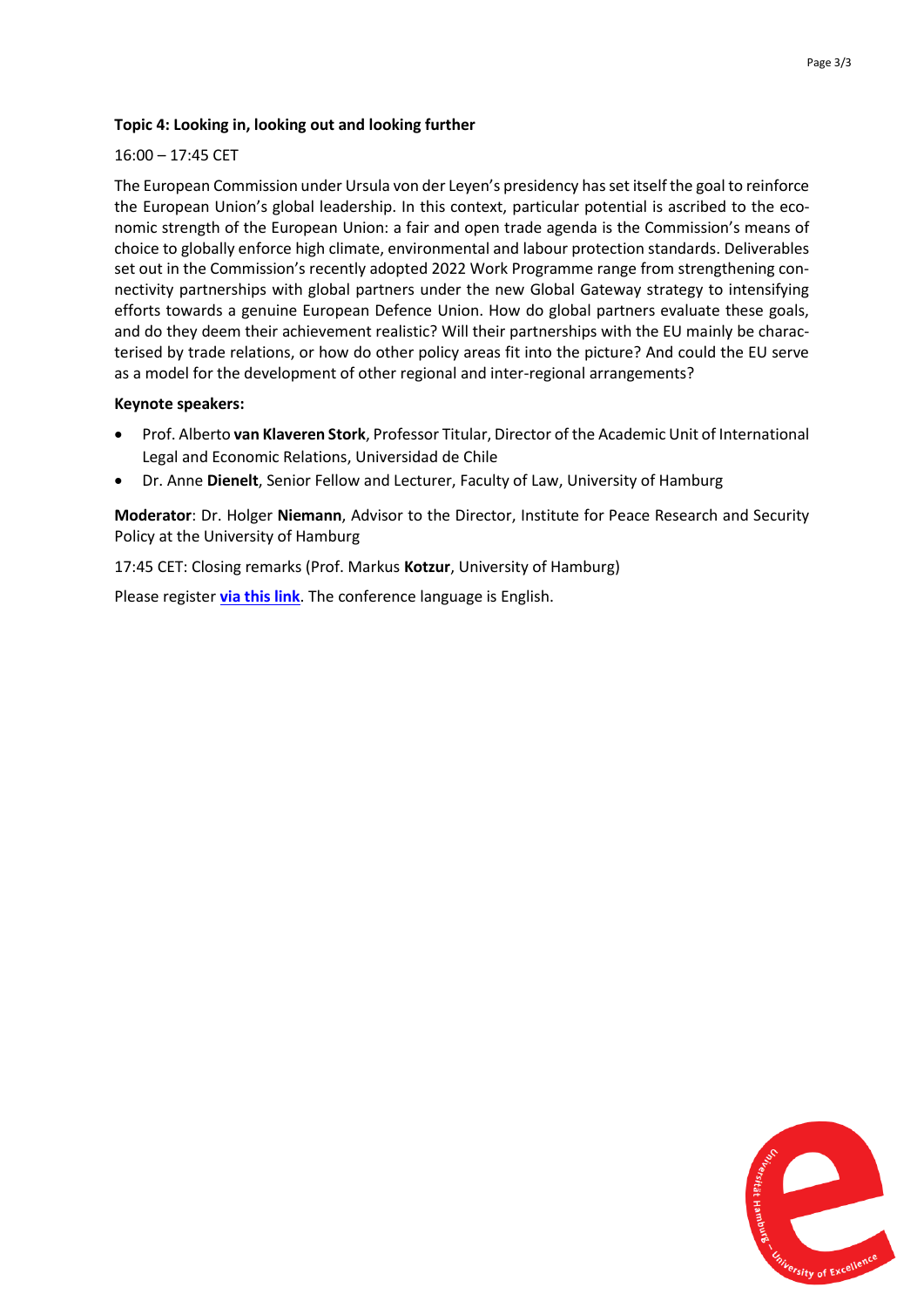**Topic 4: Looking in, looking out and looking further**

16:00 – 17:45 CET

The European Commission under Ursula von der Leyen's presidency has set itself the goal to reinforce the European Union's global leadership. In this context, particular potential is ascribed to the economic strength of the European Union: a fair and open trade agenda is the Commission's means of choice to globally enforce high climate, environmental and labour protection standards. Deliverables set out in the Commission's recently adopted 2022 Work Programme range from strengthening connectivity partnerships with global partners under the new Global Gateway strategy to intensifying efforts towards a genuine European Defence Union. How do global partners evaluate these goals, and do they deem their achievement realistic? Will their partnerships with the EU mainly be characterised by trade relations, or how do other policy areas fit into the picture? And could the EU serve as a model for the development of other regional and inter-regional arrangements?

**Keynote speakers:**

- Prof. Alberto **van Klaveren Stork**, Professor Titular, Director of the Academic Unit of International Legal and Economic Relations, Universidad de Chile
- Dr. Anne **Dienelt**, Senior Fellow and Lecturer, Faculty of Law, University of Hamburg

**Moderator**: Dr. Holger **Niemann**, Advisor to the Director, Institute for Peace Research and Security Policy at the University of Hamburg

17:45 CET: Closing remarks (Prof. Markus **Kotzur**, University of Hamburg)

Please register **via this link**. The conference language is English.